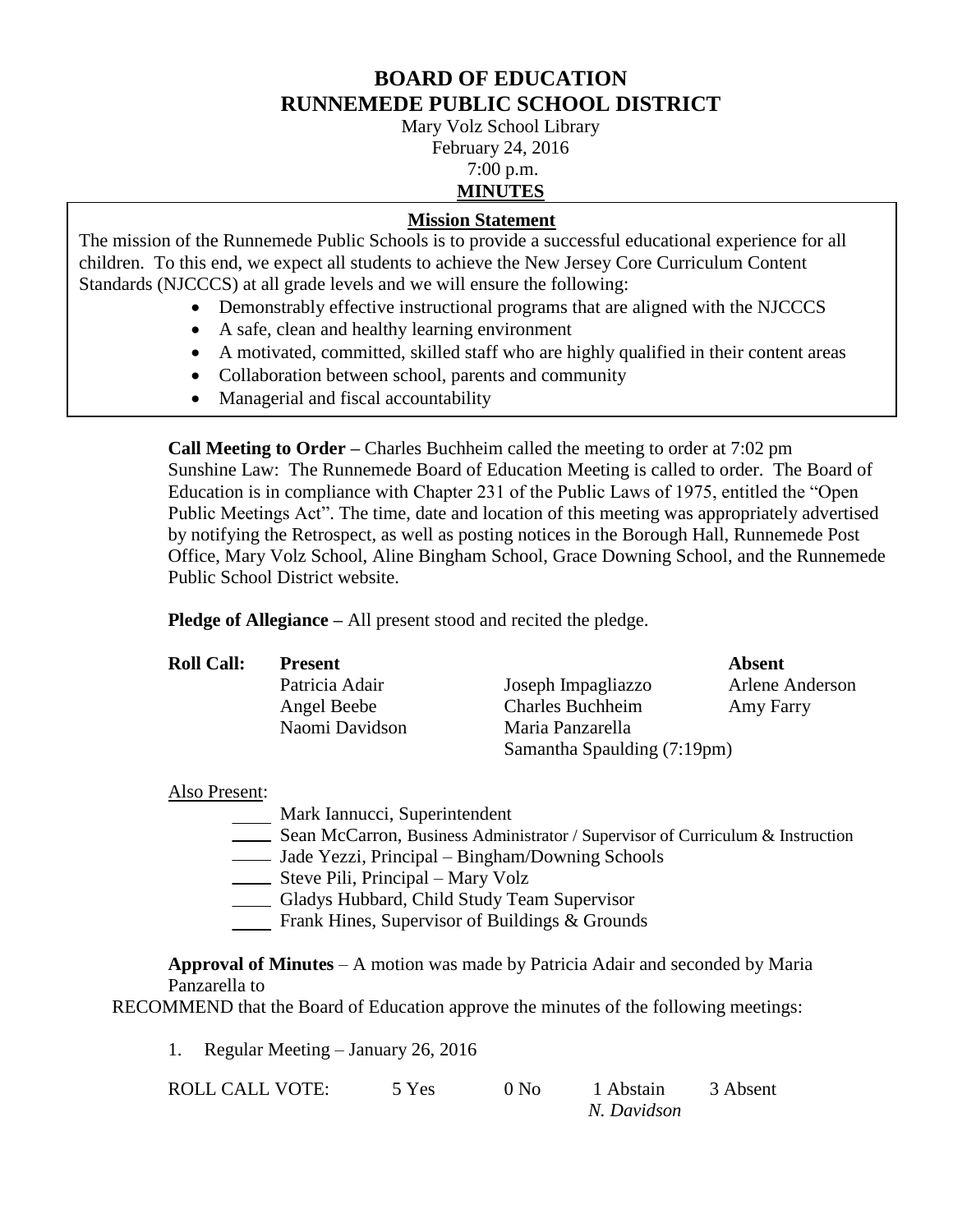# BOARD OF EDUCATION
# RUNNEMEDE PUBLIC SCHOOL DISTRICT

Mary Volz School Library
February 24, 2016
7:00 p.m.
**MINUTES**

**Mission Statement**

The mission of the Runnemede Public Schools is to provide a successful educational experience for all children. To this end, we expect all students to achieve the New Jersey Core Curriculum Content Standards (NJCCCS) at all grade levels and we will ensure the following:

- Demonstrably effective instructional programs that are aligned with the NJCCCS
- A safe, clean and healthy learning environment
- A motivated, committed, skilled staff who are highly qualified in their content areas
- Collaboration between school, parents and community
- Managerial and fiscal accountability

**Call Meeting to Order –** Charles Buchheim called the meeting to order at 7:02 pm
Sunshine Law: The Runnemede Board of Education Meeting is called to order. The Board of Education is in compliance with Chapter 231 of the Public Laws of 1975, entitled the "Open Public Meetings Act". The time, date and location of this meeting was appropriately advertised by notifying the Retrospect, as well as posting notices in the Borough Hall, Runnemede Post Office, Mary Volz School, Aline Bingham School, Grace Downing School, and the Runnemede Public School District website.

**Pledge of Allegiance –** All present stood and recited the pledge.

| **Roll Call:** | **Present** | | **Absent** |
|---|---|---|---|
| | Patricia Adair | Joseph Impagliazzo | Arlene Anderson |
| | Angel Beebe | Charles Buchheim | Amy Farry |
| | Naomi Davidson | Maria Panzarella | |
| | | Samantha Spaulding (7:19pm) | |

Also Present:

- \_\_\_\_ Mark Iannucci, Superintendent
- \_\_\_\_ Sean McCarron, Business Administrator / Supervisor of Curriculum & Instruction
- \_\_\_\_ Jade Yezzi, Principal – Bingham/Downing Schools
- \_\_\_\_ Steve Pili, Principal – Mary Volz
- \_\_\_\_ Gladys Hubbard, Child Study Team Supervisor
- \_\_\_\_ Frank Hines, Supervisor of Buildings & Grounds

**Approval of Minutes** – A motion was made by Patricia Adair and seconded by Maria Panzarella to

RECOMMEND that the Board of Education approve the minutes of the following meetings:

1. Regular Meeting – January 26, 2016

| ROLL CALL VOTE: | 5 Yes | 0 No | 1 Abstain *N. Davidson* | 3 Absent |
|---|---|---|---|---|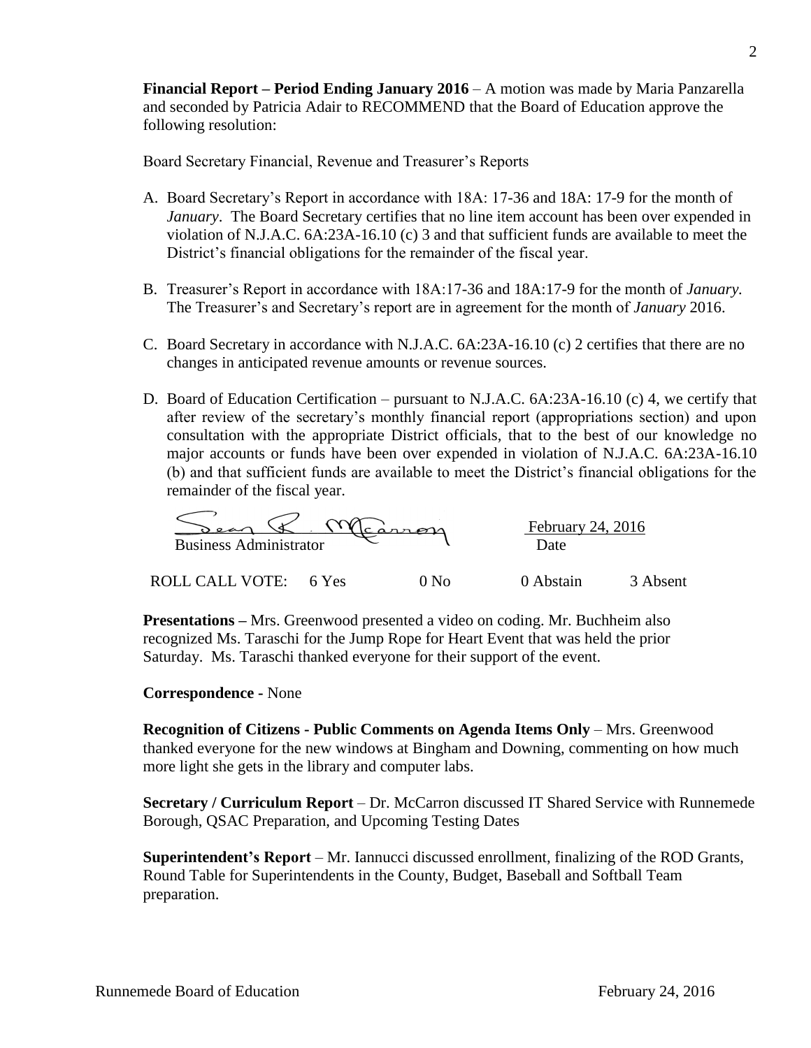**Financial Report – Period Ending January 2016** – A motion was made by Maria Panzarella and seconded by Patricia Adair to RECOMMEND that the Board of Education approve the following resolution:

Board Secretary Financial, Revenue and Treasurer's Reports

A. Board Secretary's Report in accordance with 18A: 17-36 and 18A: 17-9 for the month of *January*. The Board Secretary certifies that no line item account has been over expended in violation of N.J.A.C. 6A:23A-16.10 (c) 3 and that sufficient funds are available to meet the District's financial obligations for the remainder of the fiscal year.

B. Treasurer's Report in accordance with 18A:17-36 and 18A:17-9 for the month of *January.* The Treasurer's and Secretary's report are in agreement for the month of *January* 2016.

C. Board Secretary in accordance with N.J.A.C. 6A:23A-16.10 (c) 2 certifies that there are no changes in anticipated revenue amounts or revenue sources.

D. Board of Education Certification – pursuant to N.J.A.C. 6A:23A-16.10 (c) 4, we certify that after review of the secretary's monthly financial report (appropriations section) and upon consultation with the appropriate District officials, that to the best of our knowledge no major accounts or funds have been over expended in violation of N.J.A.C. 6A:23A-16.10 (b) and that sufficient funds are available to meet the District's financial obligations for the remainder of the fiscal year.

Sean R. McCarron
Business Administrator

February 24, 2016
Date

ROLL CALL VOTE: 6 Yes 0 No 0 Abstain 3 Absent

**Presentations –** Mrs. Greenwood presented a video on coding. Mr. Buchheim also recognized Ms. Taraschi for the Jump Rope for Heart Event that was held the prior Saturday. Ms. Taraschi thanked everyone for their support of the event.

**Correspondence -** None

**Recognition of Citizens - Public Comments on Agenda Items Only** – Mrs. Greenwood thanked everyone for the new windows at Bingham and Downing, commenting on how much more light she gets in the library and computer labs.

**Secretary / Curriculum Report** – Dr. McCarron discussed IT Shared Service with Runnemede Borough, QSAC Preparation, and Upcoming Testing Dates

**Superintendent's Report** – Mr. Iannucci discussed enrollment, finalizing of the ROD Grants, Round Table for Superintendents in the County, Budget, Baseball and Softball Team preparation.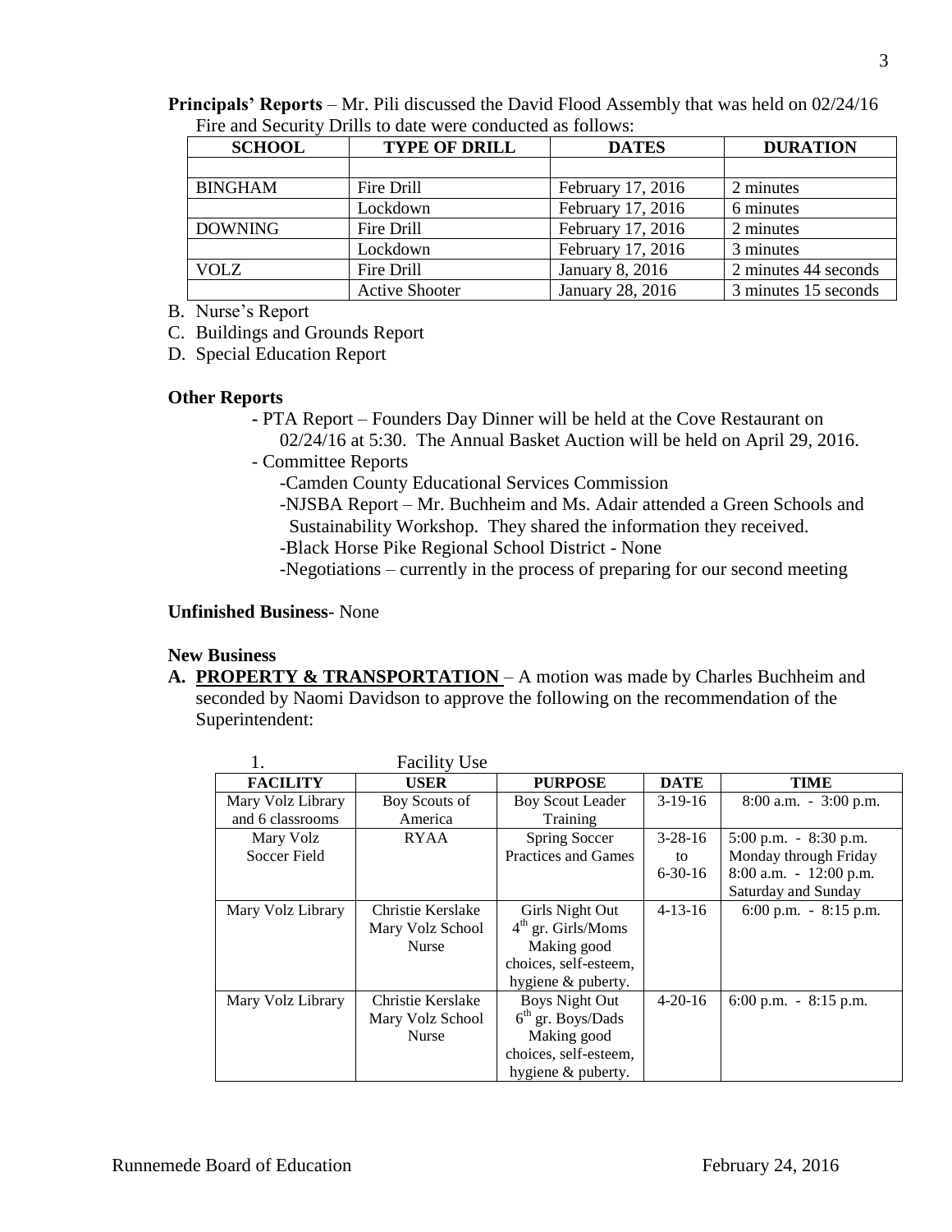**Principals' Reports** – Mr. Pili discussed the David Flood Assembly that was held on 02/24/16
Fire and Security Drills to date were conducted as follows:

| SCHOOL | TYPE OF DRILL | DATES | DURATION |
|---|---|---|---|
| | | | |
| BINGHAM | Fire Drill | February 17, 2016 | 2 minutes |
| | Lockdown | February 17, 2016 | 6 minutes |
| DOWNING | Fire Drill | February 17, 2016 | 2 minutes |
| | Lockdown | February 17, 2016 | 3 minutes |
| VOLZ | Fire Drill | January 8, 2016 | 2 minutes 44 seconds |
| | Active Shooter | January 28, 2016 | 3 minutes 15 seconds |

B. Nurse's Report
C. Buildings and Grounds Report
D. Special Education Report

**Other Reports**

- PTA Report – Founders Day Dinner will be held at the Cove Restaurant on 02/24/16 at 5:30. The Annual Basket Auction will be held on April 29, 2016.
- Committee Reports
  - -Camden County Educational Services Commission
  - -NJSBA Report – Mr. Buchheim and Ms. Adair attended a Green Schools and Sustainability Workshop. They shared the information they received.
  - -Black Horse Pike Regional School District - None
  - -Negotiations – currently in the process of preparing for our second meeting

**Unfinished Business**- None

**New Business**

**A. PROPERTY & TRANSPORTATION** – A motion was made by Charles Buchheim and seconded by Naomi Davidson to approve the following on the recommendation of the Superintendent:

1. Facility Use

| FACILITY | USER | PURPOSE | DATE | TIME |
|---|---|---|---|---|
| Mary Volz Library and 6 classrooms | Boy Scouts of America | Boy Scout Leader Training | 3-19-16 | 8:00 a.m. - 3:00 p.m. |
| Mary Volz Soccer Field | RYAA | Spring Soccer Practices and Games | 3-28-16 to 6-30-16 | 5:00 p.m. - 8:30 p.m. Monday through Friday 8:00 a.m. - 12:00 p.m. Saturday and Sunday |
| Mary Volz Library | Christie Kerslake Mary Volz School Nurse | Girls Night Out 4th gr. Girls/Moms Making good choices, self-esteem, hygiene & puberty. | 4-13-16 | 6:00 p.m. - 8:15 p.m. |
| Mary Volz Library | Christie Kerslake Mary Volz School Nurse | Boys Night Out 6th gr. Boys/Dads Making good choices, self-esteem, hygiene & puberty. | 4-20-16 | 6:00 p.m. - 8:15 p.m. |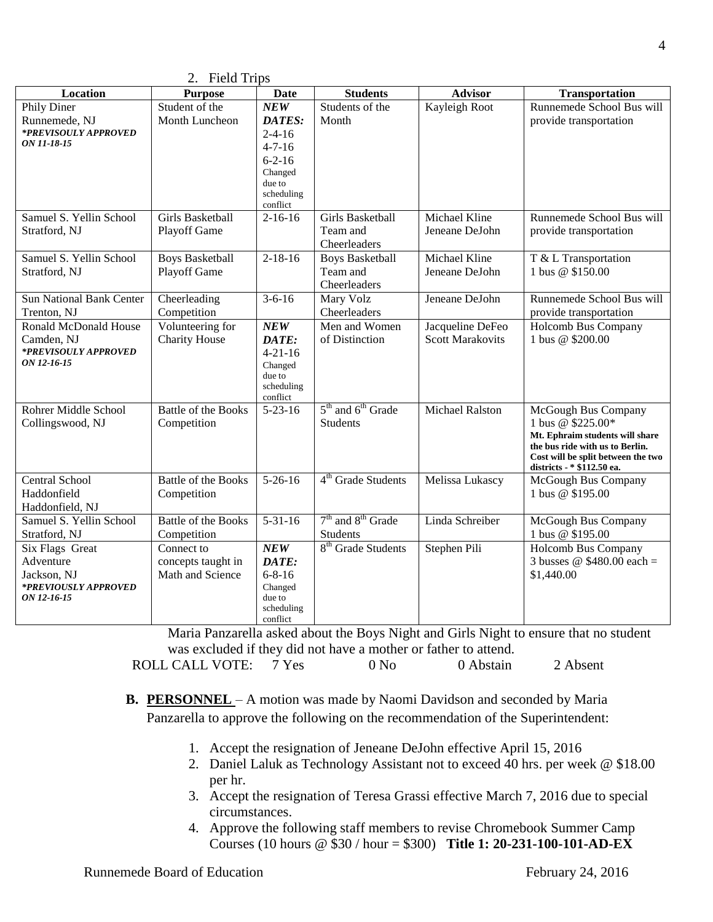2. Field Trips

| Location | Purpose | Date | Students | Advisor | Transportation |
|---|---|---|---|---|---|
| Phily Diner<br>Runnemede, NJ<br>***PREVISOULY APPROVED ON 11-18-15*** | Student of the Month Luncheon | ***NEW DATES:***<br>2-4-16<br>4-7-16<br>6-2-16<br>Changed due to scheduling conflict | Students of the Month | Kayleigh Root | Runnemede School Bus will provide transportation |
| Samuel S. Yellin School<br>Stratford, NJ | Girls Basketball Playoff Game | 2-16-16 | Girls Basketball Team and Cheerleaders | Michael Kline<br>Jeneane DeJohn | Runnemede School Bus will provide transportation |
| Samuel S. Yellin School<br>Stratford, NJ | Boys Basketball Playoff Game | 2-18-16 | Boys Basketball Team and Cheerleaders | Michael Kline<br>Jeneane DeJohn | T & L Transportation<br>1 bus @ $150.00 |
| Sun National Bank Center<br>Trenton, NJ | Cheerleading Competition | 3-6-16 | Mary Volz Cheerleaders | Jeneane DeJohn | Runnemede School Bus will provide transportation |
| Ronald McDonald House<br>Camden, NJ<br>***PREVISOULY APPROVED ON 12-16-15*** | Volunteering for Charity House | ***NEW DATE:***<br>4-21-16<br>Changed due to scheduling conflict | Men and Women of Distinction | Jacqueline DeFeo<br>Scott Marakovits | Holcomb Bus Company<br>1 bus @ $200.00 |
| Rohrer Middle School<br>Collingswood, NJ | Battle of the Books Competition | 5-23-16 | 5th and 6th Grade Students | Michael Ralston | McGough Bus Company<br>1 bus @ $225.00*<br>**Mt. Ephraim students will share the bus ride with us to Berlin. Cost will be split between the two districts - * $112.50 ea.** |
| Central School<br>Haddonfield<br>Haddonfield, NJ | Battle of the Books Competition | 5-26-16 | 4th Grade Students | Melissa Lukascy | McGough Bus Company<br>1 bus @ $195.00 |
| Samuel S. Yellin School<br>Stratford, NJ | Battle of the Books Competition | 5-31-16 | 7th and 8th Grade Students | Linda Schreiber | McGough Bus Company<br>1 bus @ $195.00 |
| Six Flags Great Adventure<br>Jackson, NJ<br>***PREVIOUSLY APPROVED ON 12-16-15*** | Connect to concepts taught in Math and Science | ***NEW DATE:***<br>6-8-16<br>Changed due to scheduling conflict | 8th Grade Students | Stephen Pili | Holcomb Bus Company<br>3 busses @ $480.00 each = $1,440.00 |

Maria Panzarella asked about the Boys Night and Girls Night to ensure that no student was excluded if they did not have a mother or father to attend.

ROLL CALL VOTE: 7 Yes 0 No 0 Abstain 2 Absent

**B. PERSONNEL** – A motion was made by Naomi Davidson and seconded by Maria Panzarella to approve the following on the recommendation of the Superintendent:

1. Accept the resignation of Jeneane DeJohn effective April 15, 2016
2. Daniel Laluk as Technology Assistant not to exceed 40 hrs. per week @ $18.00 per hr.
3. Accept the resignation of Teresa Grassi effective March 7, 2016 due to special circumstances.
4. Approve the following staff members to revise Chromebook Summer Camp Courses (10 hours @ $30 / hour = $300) **Title 1: 20-231-100-101-AD-EX**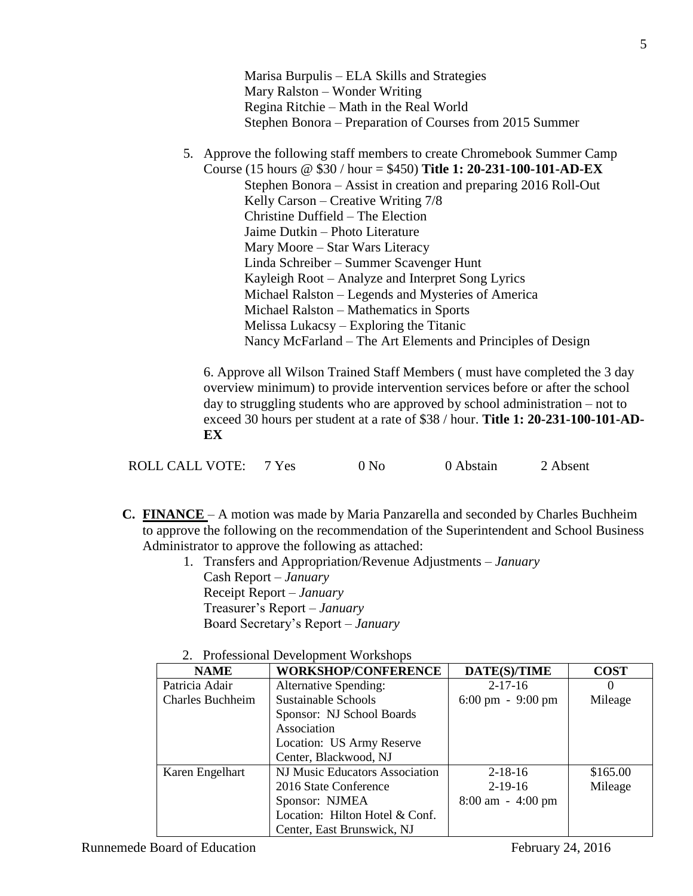Marisa Burpulis – ELA Skills and Strategies
Mary Ralston – Wonder Writing
Regina Ritchie – Math in the Real World
Stephen Bonora – Preparation of Courses from 2015 Summer

5. Approve the following staff members to create Chromebook Summer Camp Course (15 hours @ $30 / hour = $450) **Title 1: 20-231-100-101-AD-EX**
   Stephen Bonora – Assist in creation and preparing 2016 Roll-Out
   Kelly Carson – Creative Writing 7/8
   Christine Duffield – The Election
   Jaime Dutkin – Photo Literature
   Mary Moore – Star Wars Literacy
   Linda Schreiber – Summer Scavenger Hunt
   Kayleigh Root – Analyze and Interpret Song Lyrics
   Michael Ralston – Legends and Mysteries of America
   Michael Ralston – Mathematics in Sports
   Melissa Lukacsy – Exploring the Titanic
   Nancy McFarland – The Art Elements and Principles of Design

6. Approve all Wilson Trained Staff Members ( must have completed the 3 day overview minimum) to provide intervention services before or after the school day to struggling students who are approved by school administration – not to exceed 30 hours per student at a rate of $38 / hour. **Title 1: 20-231-100-101-AD-EX**

ROLL CALL VOTE: 7 Yes 0 No 0 Abstain 2 Absent

**C. FINANCE** – A motion was made by Maria Panzarella and seconded by Charles Buchheim to approve the following on the recommendation of the Superintendent and School Business Administrator to approve the following as attached:

1. Transfers and Appropriation/Revenue Adjustments – *January*
   Cash Report – *January*
   Receipt Report – *January*
   Treasurer's Report – *January*
   Board Secretary's Report – *January*

2. Professional Development Workshops

| NAME | WORKSHOP/CONFERENCE | DATE(S)/TIME | COST |
|---|---|---|---|
| Patricia Adair<br>Charles Buchheim | Alternative Spending: Sustainable Schools<br>Sponsor: NJ School Boards Association<br>Location: US Army Reserve Center, Blackwood, NJ | 2-17-16<br>6:00 pm - 9:00 pm | 0<br>Mileage |
| Karen Engelhart | NJ Music Educators Association 2016 State Conference<br>Sponsor: NJMEA<br>Location: Hilton Hotel & Conf. Center, East Brunswick, NJ | 2-18-16<br>2-19-16<br>8:00 am - 4:00 pm | $165.00<br>Mileage |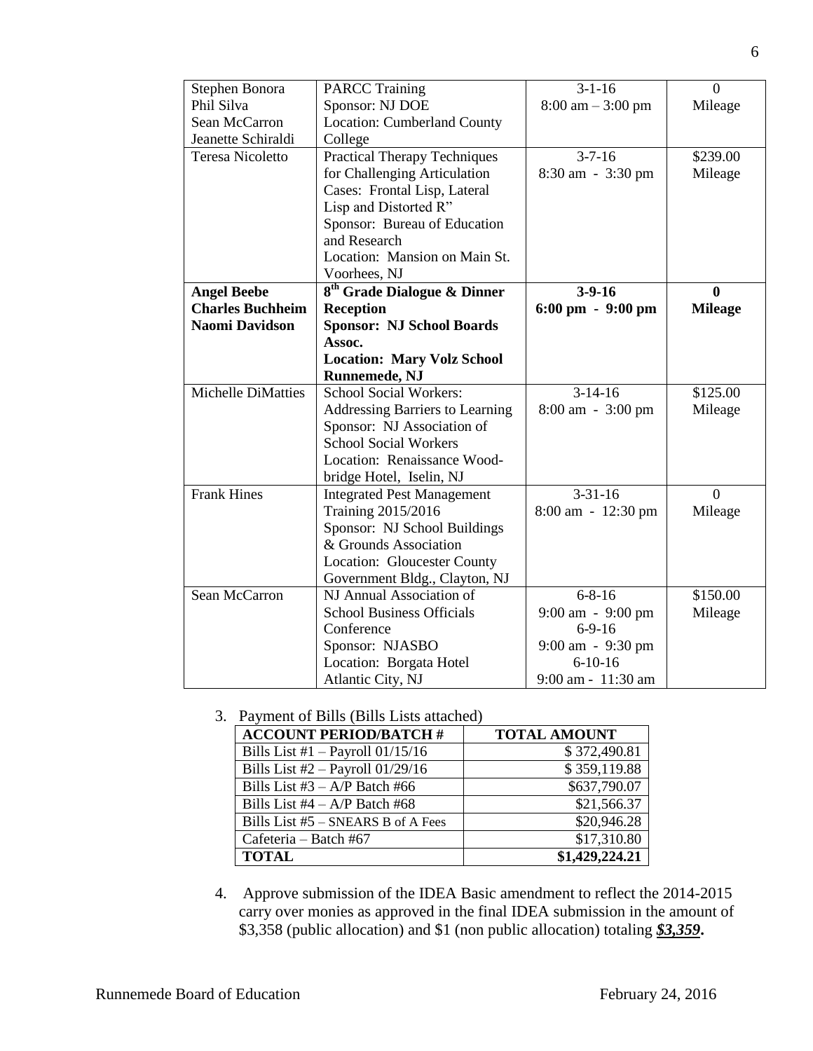| | | | |
|---|---|---|---|
| Stephen Bonora<br>Phil Silva<br>Sean McCarron<br>Jeanette Schiraldi | PARCC Training<br>Sponsor: NJ DOE<br>Location: Cumberland County College | 3-1-16<br>8:00 am – 3:00 pm | 0<br>Mileage |
| Teresa Nicoletto | Practical Therapy Techniques for Challenging Articulation Cases: Frontal Lisp, Lateral Lisp and Distorted R"<br>Sponsor: Bureau of Education and Research<br>Location: Mansion on Main St. Voorhees, NJ | 3-7-16<br>8:30 am - 3:30 pm | $239.00<br>Mileage |
| **Angel Beebe**<br>**Charles Buchheim**<br>**Naomi Davidson** | **8th Grade Dialogue & Dinner Reception**<br>**Sponsor: NJ School Boards Assoc.**<br>**Location: Mary Volz School Runnemede, NJ** | **3-9-16**<br>**6:00 pm - 9:00 pm** | **0**<br>**Mileage** |
| Michelle DiMatties | School Social Workers: Addressing Barriers to Learning<br>Sponsor: NJ Association of School Social Workers<br>Location: Renaissance Wood-bridge Hotel, Iselin, NJ | 3-14-16<br>8:00 am - 3:00 pm | $125.00<br>Mileage |
| Frank Hines | Integrated Pest Management Training 2015/2016<br>Sponsor: NJ School Buildings & Grounds Association<br>Location: Gloucester County Government Bldg., Clayton, NJ | 3-31-16<br>8:00 am - 12:30 pm | 0<br>Mileage |
| Sean McCarron | NJ Annual Association of School Business Officials Conference<br>Sponsor: NJASBO<br>Location: Borgata Hotel Atlantic City, NJ | 6-8-16<br>9:00 am - 9:00 pm<br>6-9-16<br>9:00 am - 9:30 pm<br>6-10-16<br>9:00 am - 11:30 am | $150.00<br>Mileage |

3. Payment of Bills (Bills Lists attached)

| ACCOUNT PERIOD/BATCH # | TOTAL AMOUNT |
|---|---|
| Bills List #1 – Payroll 01/15/16 | $ 372,490.81 |
| Bills List #2 – Payroll 01/29/16 | $ 359,119.88 |
| Bills List #3 – A/P Batch #66 | $637,790.07 |
| Bills List #4 – A/P Batch #68 | $21,566.37 |
| Bills List #5 – SNEARS B of A Fees | $20,946.28 |
| Cafeteria – Batch #67 | $17,310.80 |
| **TOTAL** | **$1,429,224.21** |

4. Approve submission of the IDEA Basic amendment to reflect the 2014-2015 carry over monies as approved in the final IDEA submission in the amount of $3,358 (public allocation) and $1 (non public allocation) totaling ***$3,359*.**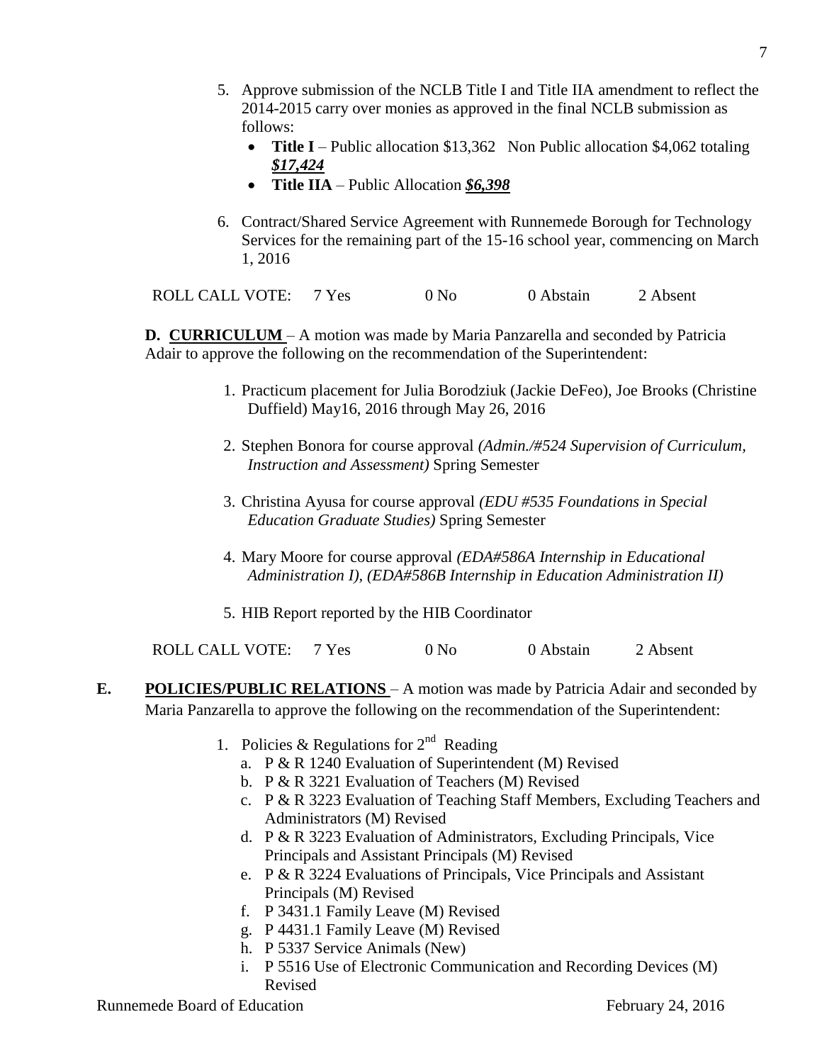5. Approve submission of the NCLB Title I and Title IIA amendment to reflect the 2014-2015 carry over monies as approved in the final NCLB submission as follows:
   - **Title I** – Public allocation $13,362 Non Public allocation $4,062 totaling ***$17,424***
   - **Title IIA** – Public Allocation ***$6,398***

6. Contract/Shared Service Agreement with Runnemede Borough for Technology Services for the remaining part of the 15-16 school year, commencing on March 1, 2016

ROLL CALL VOTE: 7 Yes 0 No 0 Abstain 2 Absent

**D. CURRICULUM** – A motion was made by Maria Panzarella and seconded by Patricia Adair to approve the following on the recommendation of the Superintendent:

1. Practicum placement for Julia Borodziuk (Jackie DeFeo), Joe Brooks (Christine Duffield) May16, 2016 through May 26, 2016

2. Stephen Bonora for course approval *(Admin./#524 Supervision of Curriculum, Instruction and Assessment)* Spring Semester

3. Christina Ayusa for course approval *(EDU #535 Foundations in Special Education Graduate Studies)* Spring Semester

4. Mary Moore for course approval *(EDA#586A Internship in Educational Administration I), (EDA#586B Internship in Education Administration II)*

5. HIB Report reported by the HIB Coordinator

ROLL CALL VOTE: 7 Yes 0 No 0 Abstain 2 Absent

**E. POLICIES/PUBLIC RELATIONS** – A motion was made by Patricia Adair and seconded by Maria Panzarella to approve the following on the recommendation of the Superintendent:

1. Policies & Regulations for 2nd Reading
   a. P & R 1240 Evaluation of Superintendent (M) Revised
   b. P & R 3221 Evaluation of Teachers (M) Revised
   c. P & R 3223 Evaluation of Teaching Staff Members, Excluding Teachers and Administrators (M) Revised
   d. P & R 3223 Evaluation of Administrators, Excluding Principals, Vice Principals and Assistant Principals (M) Revised
   e. P & R 3224 Evaluations of Principals, Vice Principals and Assistant Principals (M) Revised
   f. P 3431.1 Family Leave (M) Revised
   g. P 4431.1 Family Leave (M) Revised
   h. P 5337 Service Animals (New)
   i. P 5516 Use of Electronic Communication and Recording Devices (M) Revised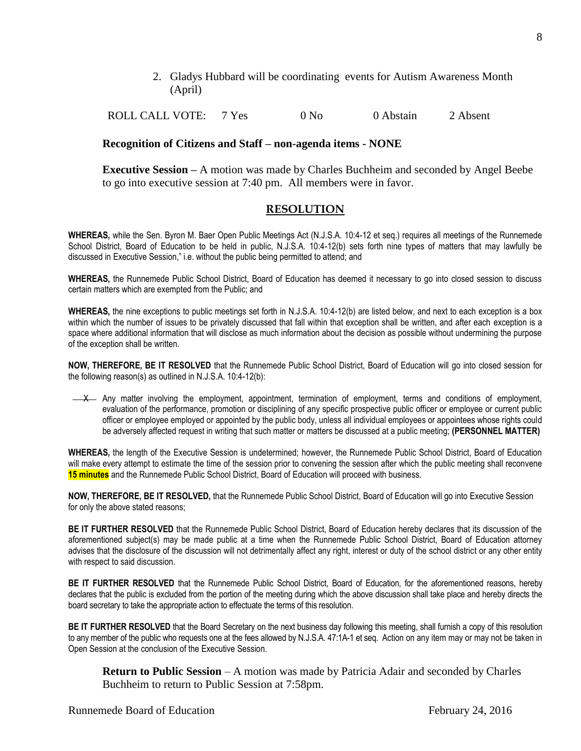2. Gladys Hubbard will be coordinating events for Autism Awareness Month (April)

ROLL CALL VOTE: 7 Yes 0 No 0 Abstain 2 Absent

**Recognition of Citizens and Staff – non-agenda items - NONE**

**Executive Session –** A motion was made by Charles Buchheim and seconded by Angel Beebe to go into executive session at 7:40 pm. All members were in favor.

## RESOLUTION

**WHEREAS,** while the Sen. Byron M. Baer Open Public Meetings Act (N.J.S.A. 10:4-12 et seq.) requires all meetings of the Runnemede School District, Board of Education to be held in public, N.J.S.A. 10:4-12(b) sets forth nine types of matters that may lawfully be discussed in Executive Session," i.e. without the public being permitted to attend; and

**WHEREAS,** the Runnemede Public School District, Board of Education has deemed it necessary to go into closed session to discuss certain matters which are exempted from the Public; and

**WHEREAS,** the nine exceptions to public meetings set forth in N.J.S.A. 10:4-12(b) are listed below, and next to each exception is a box within which the number of issues to be privately discussed that fall within that exception shall be written, and after each exception is a space where additional information that will disclose as much information about the decision as possible without undermining the purpose of the exception shall be written.

**NOW, THEREFORE, BE IT RESOLVED** that the Runnemede Public School District, Board of Education will go into closed session for the following reason(s) as outlined in N.J.S.A. 10:4-12(b):

\_\_X\_\_ Any matter involving the employment, appointment, termination of employment, terms and conditions of employment, evaluation of the performance, promotion or disciplining of any specific prospective public officer or employee or current public officer or employee employed or appointed by the public body, unless all individual employees or appointees whose rights could be adversely affected request in writing that such matter or matters be discussed at a public meeting; **(PERSONNEL MATTER)**

**WHEREAS,** the length of the Executive Session is undetermined; however, the Runnemede Public School District, Board of Education will make every attempt to estimate the time of the session prior to convening the session after which the public meeting shall reconvene **15 minutes** and the Runnemede Public School District, Board of Education will proceed with business.

**NOW, THEREFORE, BE IT RESOLVED,** that the Runnemede Public School District, Board of Education will go into Executive Session for only the above stated reasons;

**BE IT FURTHER RESOLVED** that the Runnemede Public School District, Board of Education hereby declares that its discussion of the aforementioned subject(s) may be made public at a time when the Runnemede Public School District, Board of Education attorney advises that the disclosure of the discussion will not detrimentally affect any right, interest or duty of the school district or any other entity with respect to said discussion.

**BE IT FURTHER RESOLVED** that the Runnemede Public School District, Board of Education, for the aforementioned reasons, hereby declares that the public is excluded from the portion of the meeting during which the above discussion shall take place and hereby directs the board secretary to take the appropriate action to effectuate the terms of this resolution.

**BE IT FURTHER RESOLVED** that the Board Secretary on the next business day following this meeting, shall furnish a copy of this resolution to any member of the public who requests one at the fees allowed by N.J.S.A. 47:1A-1 et seq. Action on any item may or may not be taken in Open Session at the conclusion of the Executive Session.

**Return to Public Session** – A motion was made by Patricia Adair and seconded by Charles Buchheim to return to Public Session at 7:58pm.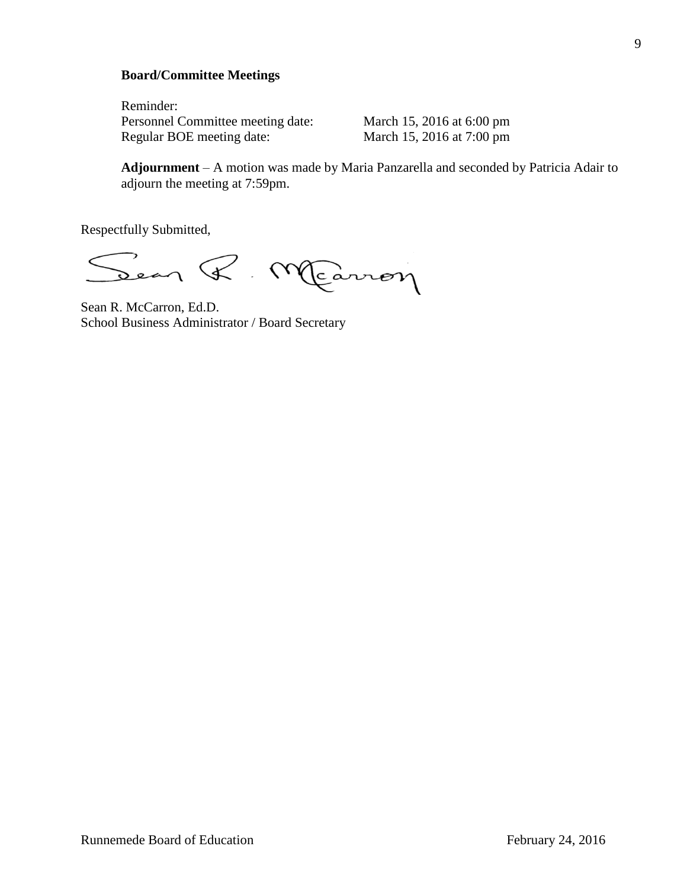**Board/Committee Meetings**

Reminder:

| | |
|---|---|
| Personnel Committee meeting date: | March 15, 2016 at 6:00 pm |
| Regular BOE meeting date: | March 15, 2016 at 7:00 pm |

**Adjournment** – A motion was made by Maria Panzarella and seconded by Patricia Adair to adjourn the meeting at 7:59pm.

Respectfully Submitted,

Sean R. McCarron

Sean R. McCarron, Ed.D.
School Business Administrator / Board Secretary